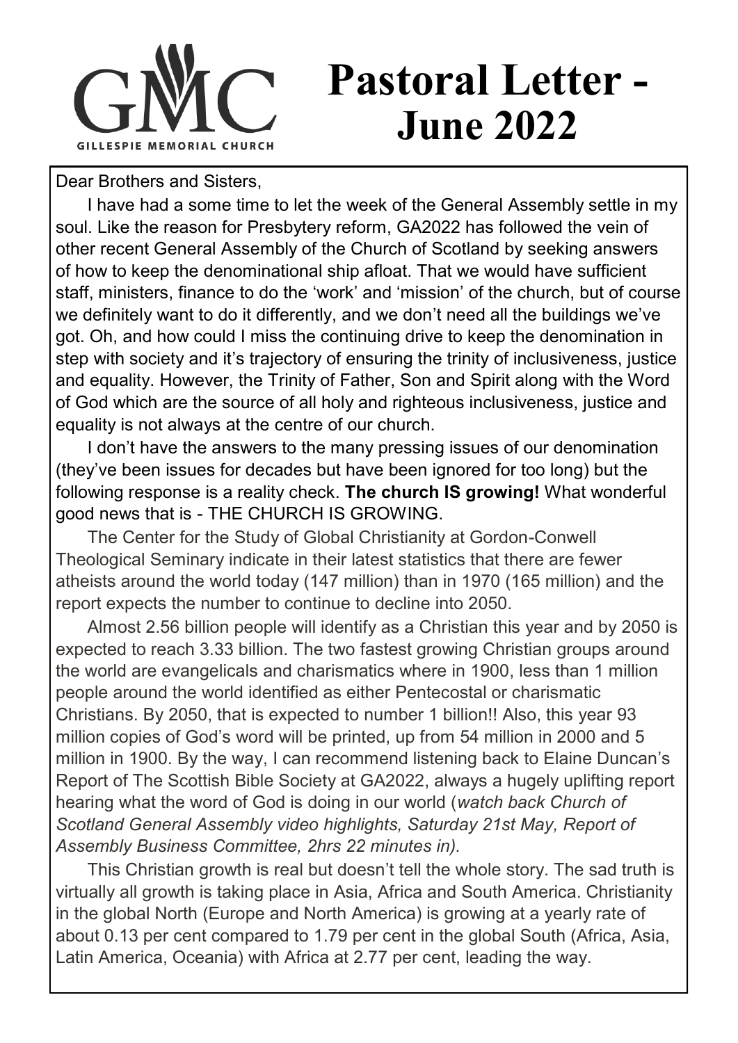GMC
GILLESPIE MEMORIAL CHURCH

# Pastoral Letter - June 2022

Dear Brothers and Sisters,

I have had a some time to let the week of the General Assembly settle in my soul. Like the reason for Presbytery reform, GA2022 has followed the vein of other recent General Assembly of the Church of Scotland by seeking answers of how to keep the denominational ship afloat. That we would have sufficient staff, ministers, finance to do the 'work' and 'mission' of the church, but of course we definitely want to do it differently, and we don't need all the buildings we've got. Oh, and how could I miss the continuing drive to keep the denomination in step with society and it's trajectory of ensuring the trinity of inclusiveness, justice and equality. However, the Trinity of Father, Son and Spirit along with the Word of God which are the source of all holy and righteous inclusiveness, justice and equality is not always at the centre of our church.

I don't have the answers to the many pressing issues of our denomination (they've been issues for decades but have been ignored for too long) but the following response is a reality check. **The church IS growing!** What wonderful good news that is - THE CHURCH IS GROWING.

The Center for the Study of Global Christianity at Gordon-Conwell Theological Seminary indicate in their latest statistics that there are fewer atheists around the world today (147 million) than in 1970 (165 million) and the report expects the number to continue to decline into 2050.

Almost 2.56 billion people will identify as a Christian this year and by 2050 is expected to reach 3.33 billion. The two fastest growing Christian groups around the world are evangelicals and charismatics where in 1900, less than 1 million people around the world identified as either Pentecostal or charismatic Christians. By 2050, that is expected to number 1 billion!! Also, this year 93 million copies of God's word will be printed, up from 54 million in 2000 and 5 million in 1900. By the way, I can recommend listening back to Elaine Duncan's Report of The Scottish Bible Society at GA2022, always a hugely uplifting report hearing what the word of God is doing in our world (*watch back Church of Scotland General Assembly video highlights, Saturday 21st May, Report of Assembly Business Committee, 2hrs 22 minutes in).*

This Christian growth is real but doesn't tell the whole story. The sad truth is virtually all growth is taking place in Asia, Africa and South America. Christianity in the global North (Europe and North America) is growing at a yearly rate of about 0.13 per cent compared to 1.79 per cent in the global South (Africa, Asia, Latin America, Oceania) with Africa at 2.77 per cent, leading the way.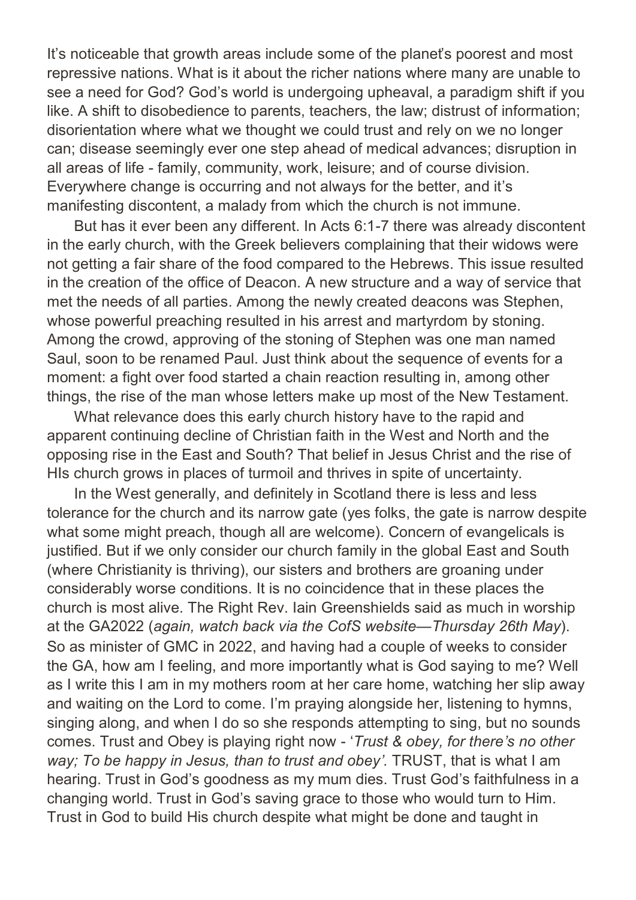It's noticeable that growth areas include some of the planet's poorest and most repressive nations. What is it about the richer nations where many are unable to see a need for God? God's world is undergoing upheaval, a paradigm shift if you like. A shift to disobedience to parents, teachers, the law; distrust of information; disorientation where what we thought we could trust and rely on we no longer can; disease seemingly ever one step ahead of medical advances; disruption in all areas of life - family, community, work, leisure; and of course division. Everywhere change is occurring and not always for the better, and it's manifesting discontent, a malady from which the church is not immune.

But has it ever been any different. In Acts 6:1-7 there was already discontent in the early church, with the Greek believers complaining that their widows were not getting a fair share of the food compared to the Hebrews. This issue resulted in the creation of the office of Deacon. A new structure and a way of service that met the needs of all parties. Among the newly created deacons was Stephen, whose powerful preaching resulted in his arrest and martyrdom by stoning. Among the crowd, approving of the stoning of Stephen was one man named Saul, soon to be renamed Paul. Just think about the sequence of events for a moment: a fight over food started a chain reaction resulting in, among other things, the rise of the man whose letters make up most of the New Testament.

What relevance does this early church history have to the rapid and apparent continuing decline of Christian faith in the West and North and the opposing rise in the East and South? That belief in Jesus Christ and the rise of HIs church grows in places of turmoil and thrives in spite of uncertainty.

In the West generally, and definitely in Scotland there is less and less tolerance for the church and its narrow gate (yes folks, the gate is narrow despite what some might preach, though all are welcome). Concern of evangelicals is justified. But if we only consider our church family in the global East and South (where Christianity is thriving), our sisters and brothers are groaning under considerably worse conditions. It is no coincidence that in these places the church is most alive. The Right Rev. Iain Greenshields said as much in worship at the GA2022 (*again, watch back via the CofS website—Thursday 26th May*). So as minister of GMC in 2022, and having had a couple of weeks to consider the GA, how am I feeling, and more importantly what is God saying to me? Well as I write this I am in my mothers room at her care home, watching her slip away and waiting on the Lord to come. I'm praying alongside her, listening to hymns, singing along, and when I do so she responds attempting to sing, but no sounds comes. Trust and Obey is playing right now - '*Trust & obey, for there's no other way; To be happy in Jesus, than to trust and obey'.* TRUST, that is what I am hearing. Trust in God's goodness as my mum dies. Trust God's faithfulness in a changing world. Trust in God's saving grace to those who would turn to Him. Trust in God to build His church despite what might be done and taught in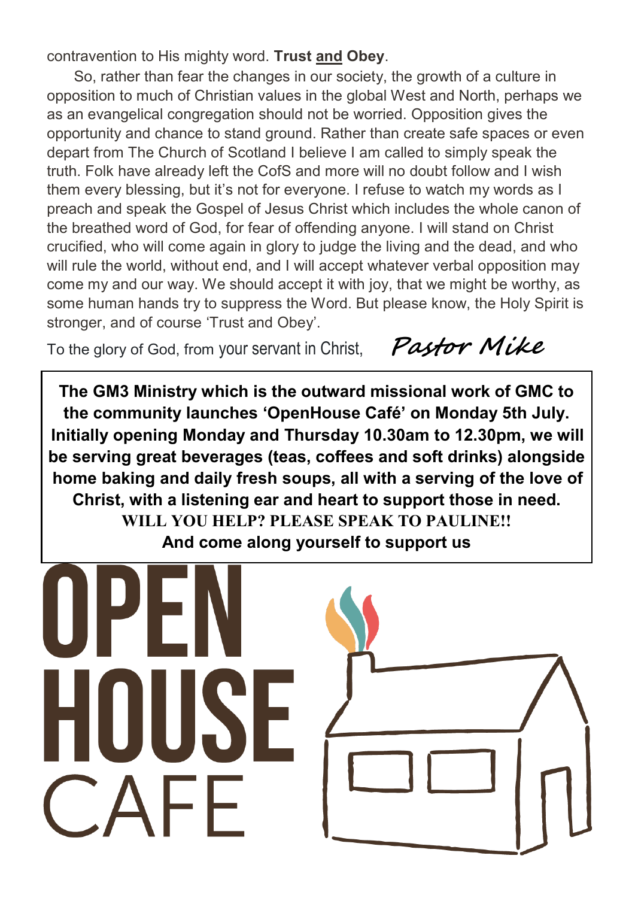contravention to His mighty word. **Trust <u>and</u> Obey**.

So, rather than fear the changes in our society, the growth of a culture in opposition to much of Christian values in the global West and North, perhaps we as an evangelical congregation should not be worried. Opposition gives the opportunity and chance to stand ground. Rather than create safe spaces or even depart from The Church of Scotland I believe I am called to simply speak the truth. Folk have already left the CofS and more will no doubt follow and I wish them every blessing, but it's not for everyone. I refuse to watch my words as I preach and speak the Gospel of Jesus Christ which includes the whole canon of the breathed word of God, for fear of offending anyone. I will stand on Christ crucified, who will come again in glory to judge the living and the dead, and who will rule the world, without end, and I will accept whatever verbal opposition may come my and our way. We should accept it with joy, that we might be worthy, as some human hands try to suppress the Word. But please know, the Holy Spirit is stronger, and of course 'Trust and Obey'.

To the glory of God, from your servant in Christ, *Pastor Mike*

**The GM3 Ministry which is the outward missional work of GMC to the community launches 'OpenHouse Café' on Monday 5th July. Initially opening Monday and Thursday 10.30am to 12.30pm, we will be serving great beverages (teas, coffees and soft drinks) alongside home baking and daily fresh soups, all with a serving of the love of Christ, with a listening ear and heart to support those in need.**

**WILL YOU HELP? PLEASE SPEAK TO PAULINE!!**

**And come along yourself to support us**

OPEN HOUSE CAFE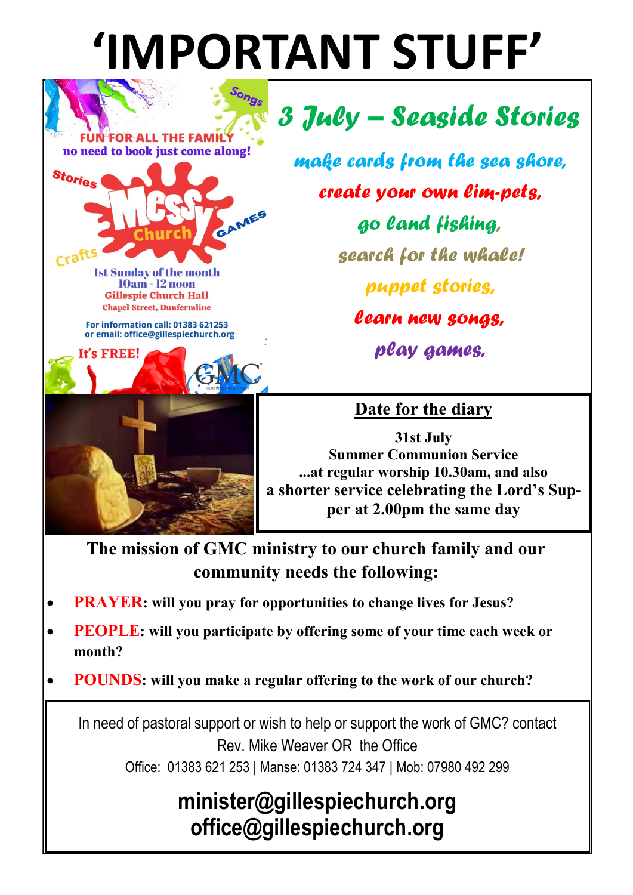# 'IMPORTANT STUFF'

FUN FOR ALL THE FAMILY
no need to book just come along!

Songs
Stories
Messy Church
GAMES
Crafts

1st Sunday of the month
10am - 12 noon
Gillespie Church Hall
Chapel Street, Dunfermline

For information call: 01383 621253
or email: office@gillespiechurch.org

It's FREE!

## 3 July – Seaside Stories

*make cards from the sea shore,*

*create your own lim-pets,*

*go land fishing,*

*search for the whale!*

*puppet stories,*

*learn new songs,*

*play games,*

## Date for the diary

**31st July**
**Summer Communion Service**
**...at regular worship 10.30am, and also a shorter service celebrating the Lord's Supper at 2.00pm the same day**

**The mission of GMC ministry to our church family and our community needs the following:**

- **PRAYER: will you pray for opportunities to change lives for Jesus?**
- **PEOPLE: will you participate by offering some of your time each week or month?**
- **POUNDS: will you make a regular offering to the work of our church?**

In need of pastoral support or wish to help or support the work of GMC? contact Rev. Mike Weaver OR the Office
Office: 01383 621 253 | Manse: 01383 724 347 | Mob: 07980 492 299

**minister@gillespiechurch.org**
**office@gillespiechurch.org**